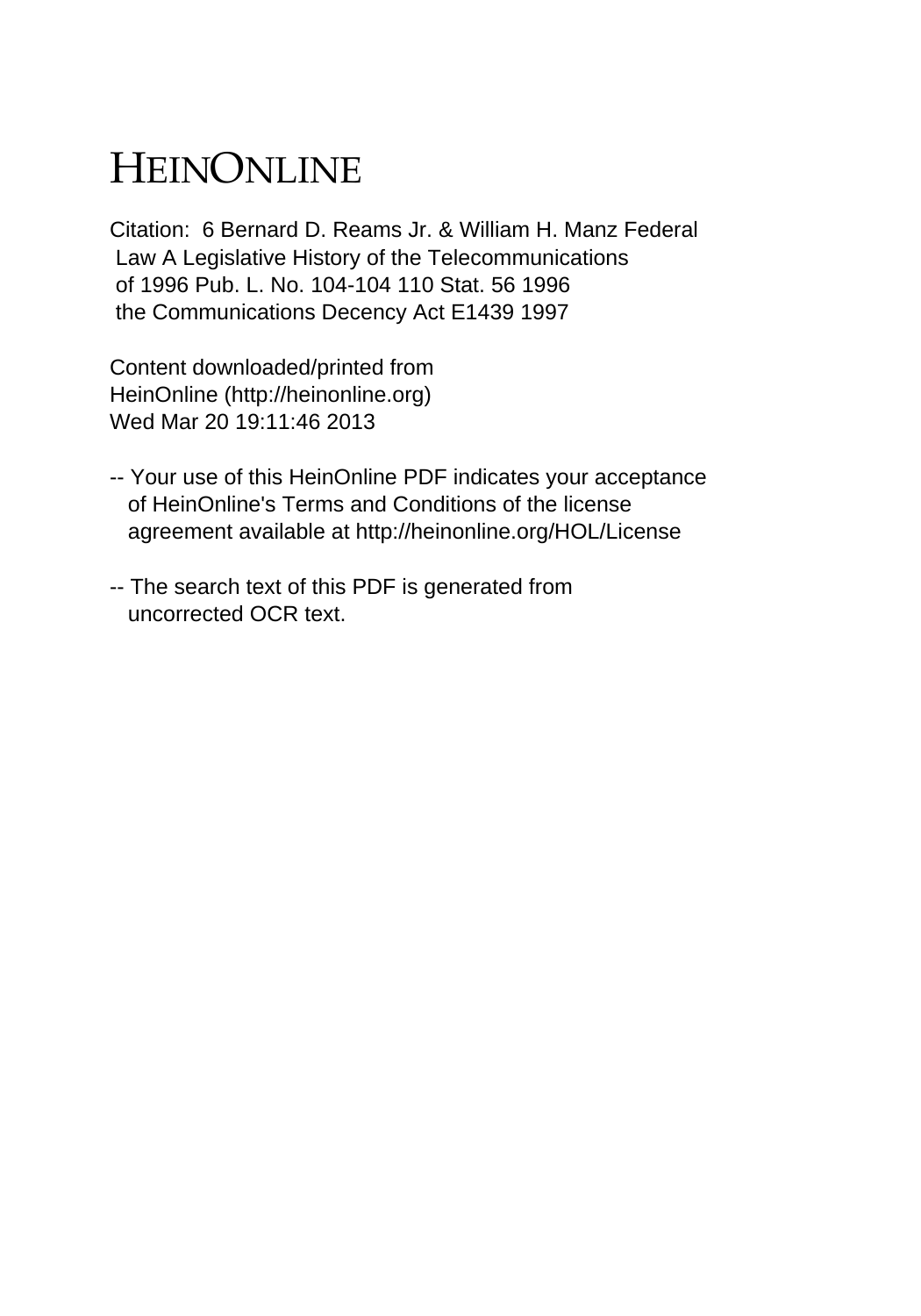# HEINONLINE

Citation: 6 Bernard D. Reams Jr. & William H. Manz Federal Law A Legislative History of the Telecommunications of 1996 Pub. L. No. 104-104 110 Stat. 56 1996 the Communications Decency Act E1439 1997

Content downloaded/printed from HeinOnline (http://heinonline.org) Wed Mar 20 19:11:46 2013

-- Your use of this HeinOnline PDF indicates your acceptance of HeinOnline's Terms and Conditions of the license agreement available at http://heinonline.org/HOL/License

-- The search text of this PDF is generated from uncorrected OCR text.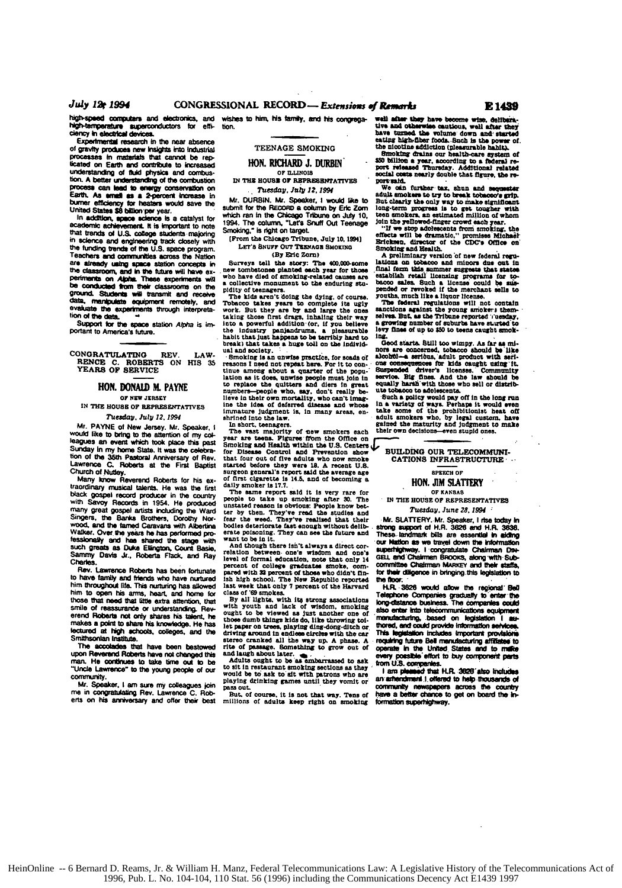high-speed computers and electronics, and high-temperature superconductors for efficiency in electrical devices.

Experimental research in the near absence of gravity produces new insights into industrial processes in materials that cannot be replicated on Earth and contribute to increased understanding of fluid physics and combustion. A better understanding of the combustion process can lead to energy conservation on Earth. As small as a 2-percent increase in burner efficiency for heaters would save the United States $8 billion per year.

In addition, space science is a catalyst for academic achievement. It is important to note that trends of U.S. college students majoring in science and engineering track closely with the funding trends of the U.S. space program. Teachers and communities across the Nation are already using space station concepts in the classroom, and in the future will have experiments on *Alpha*. These experiments will be conducted from their classrooms on the ground. Students will transmit and receive data, manipulate equipment remotely, and evaluate the experiments through interpretation of the data.

Support for the space station *Alpha* is important to America's future.

---

## CONGRATULATING REV. LAWRENCE C. ROBERTS ON HIS 35 YEARS OF SERVICE

### HON. DONALD M. PAYNE

OF NEW JERSEY

IN THE HOUSE OF REPRESENTATIVES

*Tuesday, July 12, 1994*

Mr. PAYNE of New Jersey. Mr. Speaker, I would like to bring to the attention of my colleagues an event which took place this past Sunday in my home State. It was the celebration of the 35th Pastoral Anniversary of Rev. Lawrence C. Roberts of the First Baptist Church of Nutley.

Many know Reverend Roberts for his extraordinary musical talents. He was the first black gospel record producer in the country with Savoy Records in 1954. He produced many great gospel artists including the Ward Singers, the Banks Brothers, Dorothy Norwood, and the famed Caravans with Albertina Walker. Over the years he has performed professionally and has shared the stage with such greats as Duke Ellington, Count Basie, Sammy Davis Jr., Roberta Flack, and Ray Charles.

Rev. Lawrence Roberts has been fortunate to have family and friends who have nurtured him throughout life. This nurturing has allowed him to open his arms, heart, and home for those that need that little extra attention, that smile of reassurance or understanding. Reverend Roberts not only shares his talent, he makes a point to share his knowledge. He has lectured at high schools, colleges, and the Smithsonian Institute.

The accolades that have been bestowed upon Reverend Roberts have not changed this man. He continues to take time out to be "Uncle Lawrence" to the young people of our community.

Mr. Speaker, I am sure my colleagues join me in congratulating Rev. Lawrence C. Roberts on his anniversary and offer their best wishes to him, his family, and his congregation.

---

## TEENAGE SMOKING

### HON. RICHARD J. DURBIN

OF ILLINOIS

IN THE HOUSE OF REPRESENTATIVES

*Tuesday, July 12, 1994*

Mr. DURBIN. Mr. Speaker, I would like to submit for the RECORD a column by Eric Zorn which ran in the Chicago Tribune on July 10, 1994. The column, "Let's Snuff Out Teenage Smoking," is right on target.

[From the Chicago Tribune, July 10, 1994]

LET'S SNUFF OUT TEENAGE SMOKING

(By Eric Zorn)

Surveys tell the story: The 400,000-some new tombstones planted each year for those who have died of smoking-related causes are a collective monument to the enduring stupidity of teenagers.

The kids aren't doing the dying, of course. Tobacco takes years to complete its ugly work. But they are by and large the ones taking those first drags, inhaling their way into a powerful addiction (or, if you believe the industry panjandrums, a pleasurable habit that just happens to be terribly hard to break) that takes a huge toll on the individual and society.

Smoking is an unwise practice, for scads of reasons I need not repeat here. For it to continue among about a quarter of the population as it does, unwise people must join in to replace the quitters and diers in great numbers—people who, say, don't really believe in their own mortality, who can't imagine the idea of deferred disease and whose immature judgment is, in many areas, enshrined into the law.

In short, teenagers.

The vast majority of new smokers each year are teens. Figures from the Office on Smoking and Health within the U.S. Centers for Disease Control and Prevention show that four out of five adults who now smoke started before they were 18. A recent U.S. surgeon general's report said the average age of first cigarette is 14.5, and of becoming a daily smoker is 17.7.

The same report said it is very rare for people to take up smoking after 30. The unstated reason is obvious: People know better by then. They've read the studies and fear the weed. They've realized that their bodies deteriorate fast enough without deliberate poisoning. They can see the future and want to be in it.

And though there isn't always a direct correlation between one's wisdom and one's level of formal education, note that only 14 percent of college graduates smoke, compared with 32 percent of those who didn't finish high school. The New Republic reported last week that only 7 percent of the Harvard class of '69 smokes.

By all lights, with its strong associations with youth and lack of wisdom, smoking ought to be viewed as just another one of those dumb things kids do, like throwing toilet paper on trees, playing ding-dong-ditch or driving around in endless circles with the car stereo cranked all the way up. A phase. A rite of passage. Something to grow out of and laugh about later.

Adults ought to be as embarrassed to ask to sit in restaurant smoking sections as they would be to ask to sit with patrons who are playing drinking games until they vomit or pass out.

But, of course, it is not that way. Tens of millions of adults keep right on smoking well after they have become wise, deliberative and otherwise cautious, well after they have turned the volume down and started eating high-fiber foods. Such is the power of the nicotine addiction (pleasurable habit).

Smoking drains our health-care system of $50 billion a year, according to a federal report released Thursday. Additional related social costs nearly double that figure, the report said.

We can further tax, shun and sequester adult smokers to try to break tobacco's grip. But clearly the only way to make significant long-term progress is to get tougher with teen smokers, an estimated million of whom join the yellowed-finger crowd each year.

"If we stop adolescents from smoking, the effects will be dramatic," promises Michael Ericksen, director of the CDC's Office on Smoking and Health.

A preliminary version of new federal regulations on tobacco and minors due out in final form this summer suggests that states establish retail licensing programs for tobacco sales. Such a license could be suspended or revoked if the merchant sells to youths, much like a liquor license.

The federal regulations will not contain sanctions against the young smokers themselves. But, as the Tribune reported Tuesday, a growing number of suburbs have started to levy fines of up to $50 to teens caught smoking.

Good starts. Still too wimpy. As far as minors are concerned, tobacco should be like alcohol—a serious, adult product with serious consequences for kids caught using it. Suspended driver's licenses. Community service. Big fines. And the law should be equally harsh with those who sell or distribute tobacco to adolescents.

Such a policy would pay off in the long run in a variety of ways. Perhaps it would even take some of the prohibitionist heat off adult smokers who, by legal custom, have gained the maturity and judgment to make their own decisions—even stupid ones.

---

## BUILDING OUR TELECOMMUNICATIONS INFRASTRUCTURE

SPEECH OF

### HON. JIM SLATTERY

OF KANSAS

IN THE HOUSE OF REPRESENTATIVES

*Tuesday, June 28, 1994*

Mr. SLATTERY. Mr. Speaker, I rise today in strong support of H.R. 3626 and H.R. 3636. These landmark bills are essential in aiding our Nation as we travel down the information superhighway. I congratulate Chairman DINGELL and Chairman BROOKS, along with Subcommittee Chairman MARKEY and their staffs, for their diligence in bringing this legislation to the floor.

H.R. 3626 would allow the regional Bell Telephone Companies gradually to enter the long-distance business. The companies could also enter into telecommunications equipment manufacturing, based on legislation I authored, and could provide information services. This legislation includes important provisions requiring future Bell manufacturing affiliates to operate in the United States and to make every possible effort to buy component parts from U.S. companies.

I am pleased that H.R. 3626 also includes an amendment I offered to help thousands of community newspapers across the country have a better chance to get on board the information superhighway.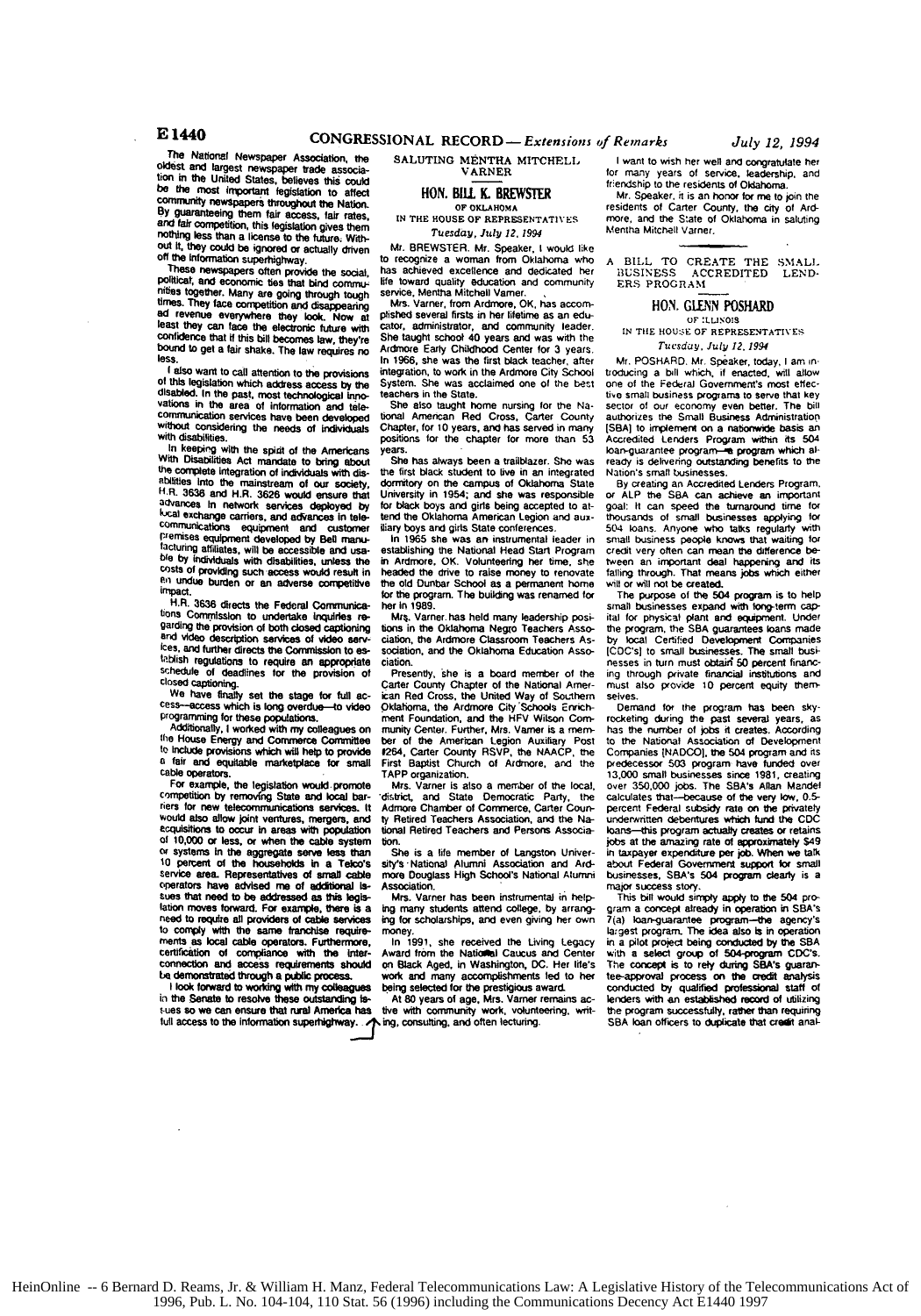The National Newspaper Association, the oldest and largest newspaper trade association in the United States, believes this could be the most important legislation to affect community newspapers throughout the Nation. By guaranteeing them fair access, fair rates, and fair competition, this legislation gives them nothing less than a license to the future. Without it, they could be ignored or actually driven off the information superhighway.

These newspapers often provide the social, political, and economic ties that bind communities together. Many are going through tough times. They face competition and disappearing ad revenue everywhere they look. Now at least they can face the electronic future with confidence that if this bill becomes law, they're bound to get a fair shake. The law requires no less.

I also want to call attention to the provisions of this legislation which address access by the disabled. In the past, most technological innovations in the area of information and telecommunication services have been developed without considering the needs of individuals with disabilities.

In keeping with the spirit of the Americans With Disabilities Act mandate to bring about the complete integration of individuals with disabilities into the mainstream of our society, H.R. 3636 and H.R. 3626 would ensure that advances in network services deployed by local exchange carriers, and advances in telecommunications equipment and customer premises equipment developed by Bell manufacturing affiliates, will be accessible and usable by individuals with disabilities, unless the costs of providing such access would result in an undue burden or an adverse competitive impact.

H.R. 3636 directs the Federal Communications Commission to undertake inquiries regarding the provision of both closed captioning and video description services of video services, and further directs the Commission to establish regulations to require an appropriate schedule of deadlines for the provision of closed captioning.

We have finally set the stage for full access—access which is long overdue—to video programming for these populations.

Additionally, I worked with my colleagues on the House Energy and Commerce Committee to include provisions which will help to provide a fair and equitable marketplace for small cable operators.

For example, the legislation would promote competition by removing State and local barriers for new telecommunications services. It would also allow joint ventures, mergers, and acquisitions to occur in areas with population of 10,000 or less, or when the cable system or systems in the aggregate serve less than 10 percent of the households in a Telco's service area. Representatives of small cable operators have advised me of additional issues that need to be addressed as this legislation moves forward. For example, there is a need to require all providers of cable services to comply with the same franchise requirements as local cable operators. Furthermore, certification of compliance with the interconnection and access requirements should be demonstrated through a public process.

I look forward to working with my colleagues in the Senate to resolve these outstanding issues so we can ensure that rural America has full access to the information superhighway.

## SALUTING MENTHA MITCHELL VARNER

### HON. BILL K. BREWSTER

OF OKLAHOMA

IN THE HOUSE OF REPRESENTATIVES

*Tuesday, July 12, 1994*

Mr. BREWSTER. Mr. Speaker, I would like to recognize a woman from Oklahoma who has achieved excellence and dedicated her life toward quality education and community service, Mentha Mitchell Varner.

Mrs. Varner, from Ardmore, OK, has accomplished several firsts in her lifetime as an educator, administrator, and community leader. She taught school 40 years and was with the Ardmore Early Childhood Center for 3 years. In 1966, she was the first black teacher, after integration, to work in the Ardmore City School System. She was acclaimed one of the best teachers in the State.

She also taught home nursing for the National American Red Cross, Carter County Chapter, for 10 years, and has served in many positions for the chapter for more than 53 years.

In 1965 she was an instrumental leader in establishing the National Head Start Program in Ardmore, OK. Volunteering her time, she headed the drive to raise money to renovate the old Dunbar School as a permanent home for the program. The building was renamed for her in 1989.

She has always been a trailblazer. She was the first black student to live in an integrated dormitory on the campus of Oklahoma State University in 1954; and she was responsible for black boys and girls being accepted to attend the Oklahoma American Legion and auxiliary boys and girls State conferences.

Mrs. Varner has held many leadership positions in the Oklahoma Negro Teachers Association, the Ardmore Classroom Teachers Association, and the Oklahoma Education Association.

Presently, she is a board member of the Carter County Chapter of the National American Red Cross, the United Way of Southern Oklahoma, the Ardmore City Schools Enrichment Foundation, and the HFV Wilson Community Center. Further, Mrs. Varner is a member of the American Legion Auxiliary Post #264, Carter County RSVP, the NAACP, the First Baptist Church of Ardmore, and the TAPP organization.

Mrs. Varner is also a member of the local, district, and State Democratic Party, the Ardmore Chamber of Commerce, Carter County Retired Teachers Association, and the National Retired Teachers and Persons Association.

She is a life member of Langston University's National Alumni Association and Ardmore Douglass High School's National Alumni Association.

Mrs. Varner has been instrumental in helping many students attend college, by arranging for scholarships, and even giving her own money.

In 1991, she received the Living Legacy Award from the National Caucus and Center on Black Aged, in Washington, DC. Her life's work and many accomplishments led to her being selected for the prestigious award.

At 80 years of age, Mrs. Varner remains active with community work, volunteering, writing, consulting, and often lecturing.

I want to wish her well and congratulate her for many years of service, leadership, and friendship to the residents of Oklahoma.

Mr. Speaker, it is an honor for me to join the residents of Carter County, the city of Ardmore, and the State of Oklahoma in saluting Mentha Mitchell Varner.

## A BILL TO CREATE THE SMALL BUSINESS ACCREDITED LENDERS PROGRAM

### HON. GLENN POSHARD

OF ILLINOIS

IN THE HOUSE OF REPRESENTATIVES

*Tuesday, July 12, 1994*

Mr. POSHARD. Mr. Speaker, today, I am introducing a bill which, if enacted, will allow one of the Federal Government's most effective small business programs to serve that key sector of our economy even better. The bill authorizes the Small Business Administration [SBA] to implement on a nationwide basis an Accredited Lenders Program within its 504 loan-guarantee program—a program which already is delivering outstanding benefits to the Nation's small businesses.

By creating an Accredited Lenders Program, or ALP the SBA can achieve an important goal: It can speed the turnaround time for thousands of small businesses applying for 504 loans. Anyone who talks regularly with small business people knows that waiting for credit very often can mean the difference between an important deal happening and its falling through. That means jobs which either will or will not be created.

The purpose of the 504 program is to help small businesses expand with long-term capital for physical plant and equipment. Under the program, the SBA guarantees loans made by local Certified Development Companies [CDC's] to small businesses. The small businesses in turn must obtain 50 percent financing through private financial institutions and must also provide 10 percent equity themselves.

Demand for the program has been skyrocketing during the past several years, as has the number of jobs it creates. According to the National Association of Development Companies [NADCO], the 504 program and its predecessor 503 program have funded over 13,000 small businesses since 1981, creating over 350,000 jobs. The SBA's Allan Mandel calculates that—because of the very low, 0.5-percent Federal subsidy rate on the privately underwritten debentures which fund the CDC loans—this program actually creates or retains jobs at the amazing rate of approximately $49 in taxpayer expenditure per job. When we talk about Federal Government support for small businesses, SBA's 504 program clearly is a major success story.

This bill would simply apply to the 504 program a concept already in operation in SBA's 7(a) loan-guarantee program—the agency's largest program. The idea also is in operation in a pilot project being conducted by the SBA with a select group of 504-program CDC's. The concept is to rely during SBA's guarantee-approval process on the credit analysis conducted by qualified professional staff of lenders with an established record of utilizing the program successfully, rather than requiring SBA loan officers to duplicate that credit anal-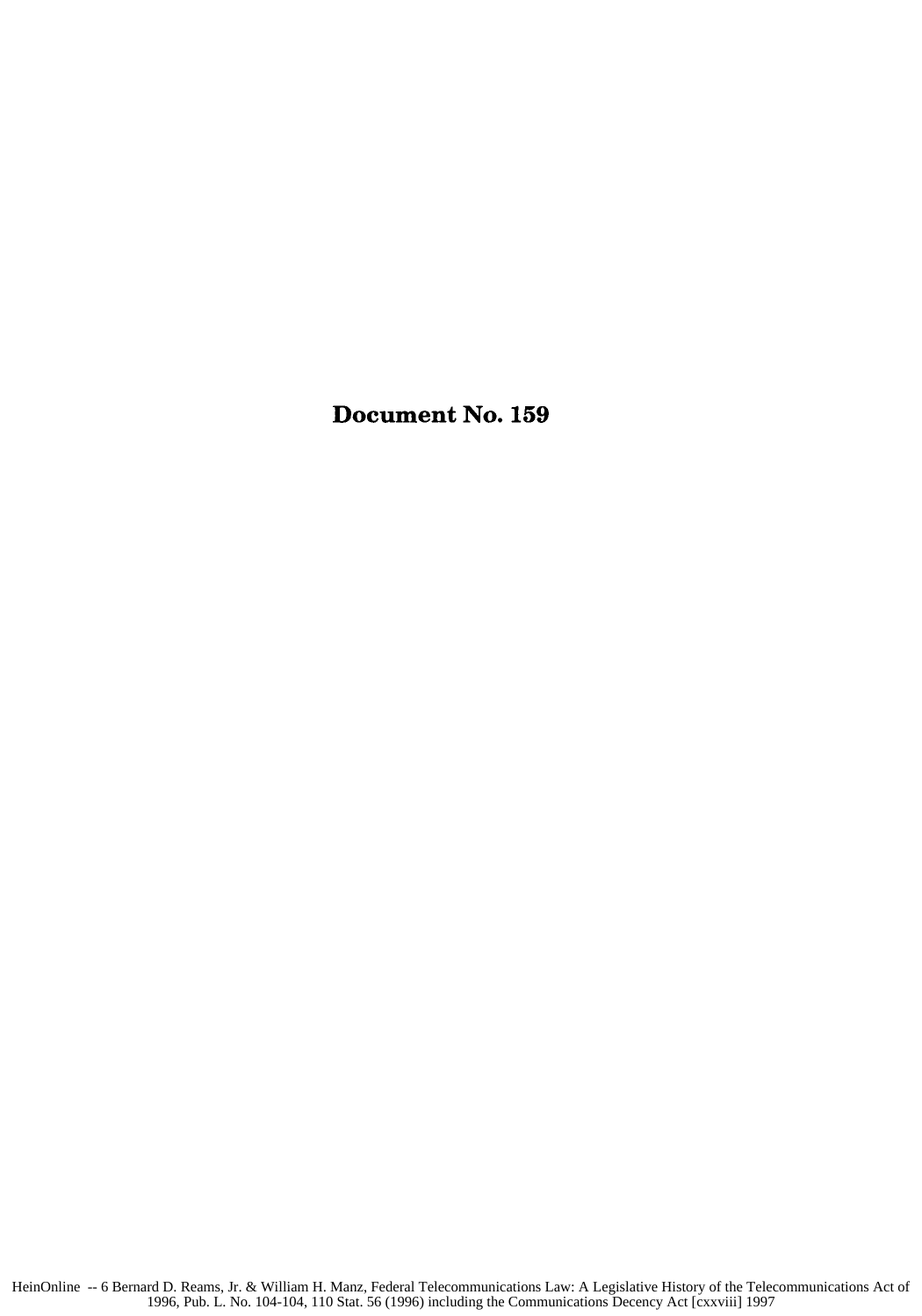# Document No. 159